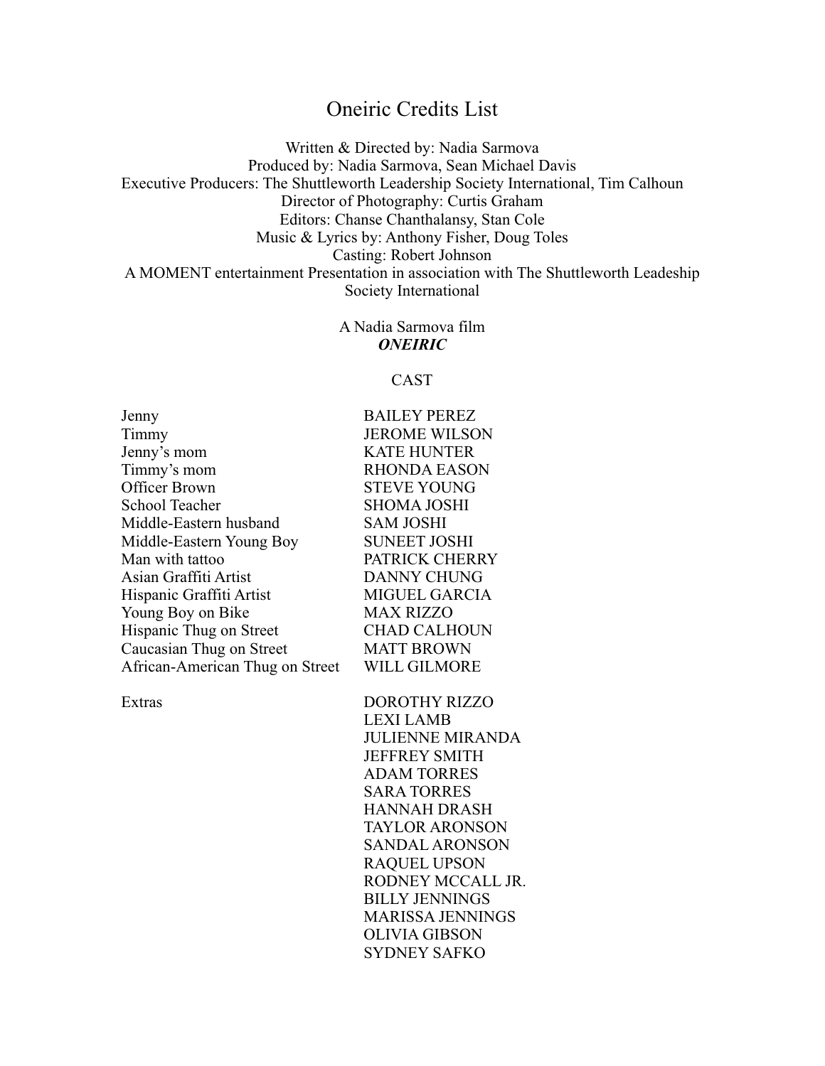# Oneiric Credits List

Written & Directed by: Nadia Sarmova
Produced by: Nadia Sarmova, Sean Michael Davis
Executive Producers: The Shuttleworth Leadership Society International, Tim Calhoun
Director of Photography: Curtis Graham
Editors: Chanse Chanthalansy, Stan Cole
Music & Lyrics by: Anthony Fisher, Doug Toles
Casting: Robert Johnson
A MOMENT entertainment Presentation in association with The Shuttleworth Leadeship Society International

A Nadia Sarmova film
***ONEIRIC***

CAST

| | |
|---|---|
| Jenny | BAILEY PEREZ |
| Timmy | JEROME WILSON |
| Jenny's mom | KATE HUNTER |
| Timmy's mom | RHONDA EASON |
| Officer Brown | STEVE YOUNG |
| School Teacher | SHOMA JOSHI |
| Middle-Eastern husband | SAM JOSHI |
| Middle-Eastern Young Boy | SUNEET JOSHI |
| Man with tattoo | PATRICK CHERRY |
| Asian Graffiti Artist | DANNY CHUNG |
| Hispanic Graffiti Artist | MIGUEL GARCIA |
| Young Boy on Bike | MAX RIZZO |
| Hispanic Thug on Street | CHAD CALHOUN |
| Caucasian Thug on Street | MATT BROWN |
| African-American Thug on Street | WILL GILMORE |
| | |
| Extras | DOROTHY RIZZO |
| | LEXI LAMB |
| | JULIENNE MIRANDA |
| | JEFFREY SMITH |
| | ADAM TORRES |
| | SARA TORRES |
| | HANNAH DRASH |
| | TAYLOR ARONSON |
| | SANDAL ARONSON |
| | RAQUEL UPSON |
| | RODNEY MCCALL JR. |
| | BILLY JENNINGS |
| | MARISSA JENNINGS |
| | OLIVIA GIBSON |
| | SYDNEY SAFKO |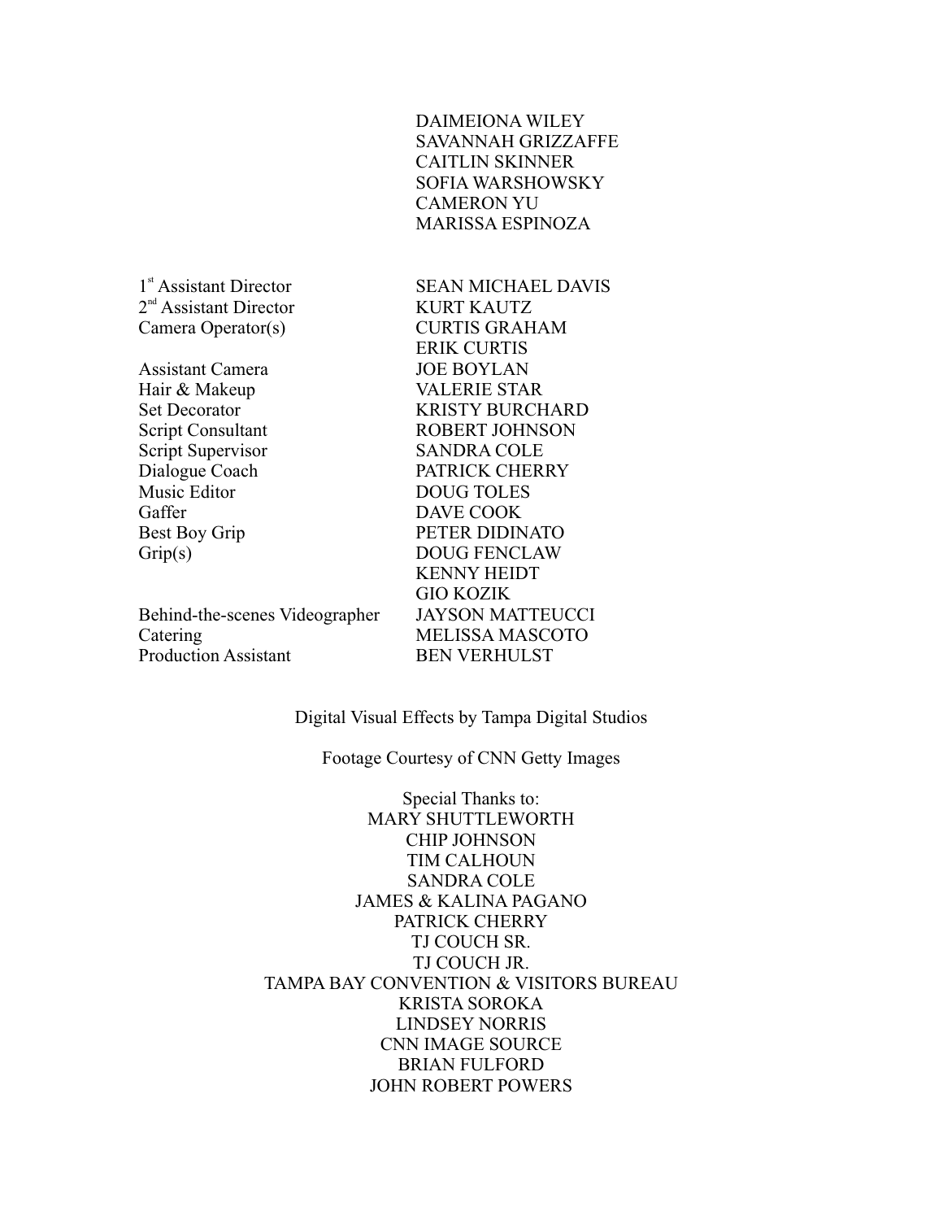| | |
|---|---|
| | DAIMEIONA WILEY |
| | SAVANNAH GRIZZAFFE |
| | CAITLIN SKINNER |
| | SOFIA WARSHOWSKY |
| | CAMERON YU |
| | MARISSA ESPINOZA |

| | |
|---|---|
| 1st Assistant Director | SEAN MICHAEL DAVIS |
| 2nd Assistant Director | KURT KAUTZ |
| Camera Operator(s) | CURTIS GRAHAM |
| | ERIK CURTIS |
| Assistant Camera | JOE BOYLAN |
| Hair & Makeup | VALERIE STAR |
| Set Decorator | KRISTY BURCHARD |
| Script Consultant | ROBERT JOHNSON |
| Script Supervisor | SANDRA COLE |
| Dialogue Coach | PATRICK CHERRY |
| Music Editor | DOUG TOLES |
| Gaffer | DAVE COOK |
| Best Boy Grip | PETER DIDINATO |
| Grip(s) | DOUG FENCLAW |
| | KENNY HEIDT |
| | GIO KOZIK |
| Behind-the-scenes Videographer | JAYSON MATTEUCCI |
| Catering | MELISSA MASCOTO |
| Production Assistant | BEN VERHULST |

Digital Visual Effects by Tampa Digital Studios

Footage Courtesy of CNN Getty Images

Special Thanks to:
MARY SHUTTLEWORTH
CHIP JOHNSON
TIM CALHOUN
SANDRA COLE
JAMES & KALINA PAGANO
PATRICK CHERRY
TJ COUCH SR.
TJ COUCH JR.
TAMPA BAY CONVENTION & VISITORS BUREAU
KRISTA SOROKA
LINDSEY NORRIS
CNN IMAGE SOURCE
BRIAN FULFORD
JOHN ROBERT POWERS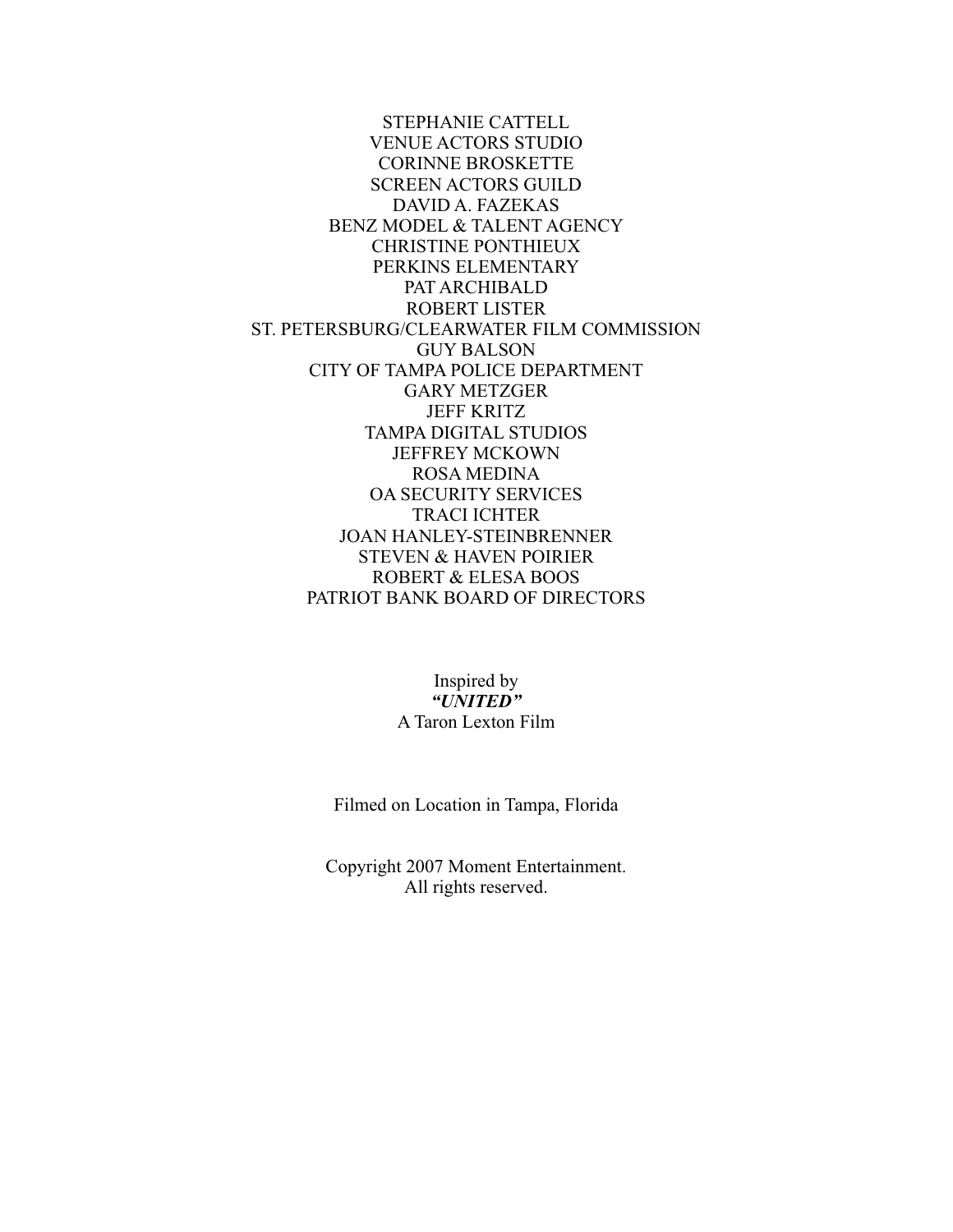STEPHANIE CATTELL
VENUE ACTORS STUDIO
CORINNE BROSKETTE
SCREEN ACTORS GUILD
DAVID A. FAZEKAS
BENZ MODEL & TALENT AGENCY
CHRISTINE PONTHIEUX
PERKINS ELEMENTARY
PAT ARCHIBALD
ROBERT LISTER
ST. PETERSBURG/CLEARWATER FILM COMMISSION
GUY BALSON
CITY OF TAMPA POLICE DEPARTMENT
GARY METZGER
JEFF KRITZ
TAMPA DIGITAL STUDIOS
JEFFREY MCKOWN
ROSA MEDINA
OA SECURITY SERVICES
TRACI ICHTER
JOAN HANLEY-STEINBRENNER
STEVEN & HAVEN POIRIER
ROBERT & ELESA BOOS
PATRIOT BANK BOARD OF DIRECTORS

Inspired by
***"UNITED"***
A Taron Lexton Film

Filmed on Location in Tampa, Florida

Copyright 2007 Moment Entertainment.
All rights reserved.